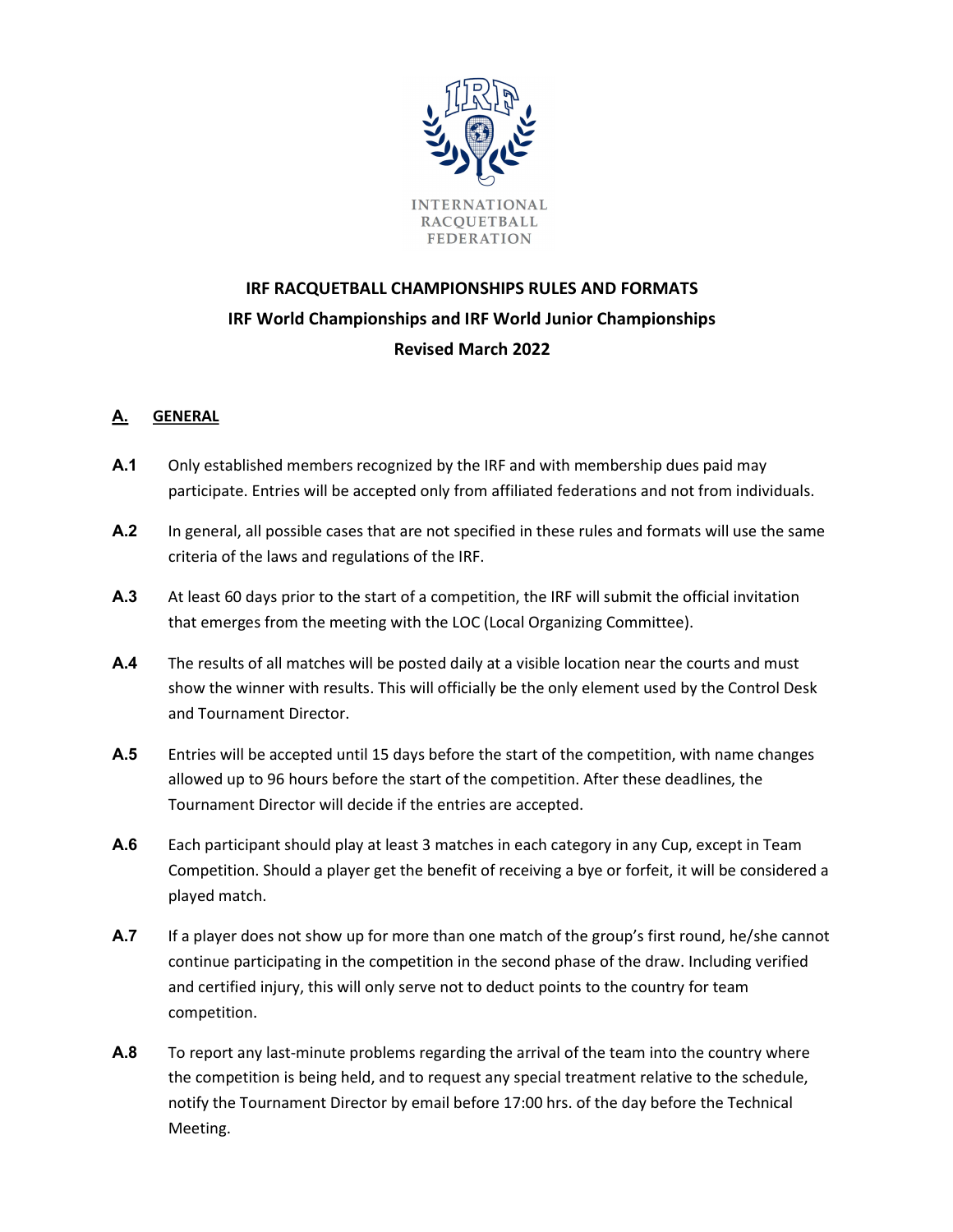INTERNATIONAL RACQUETBALL FEDERATION

# IRF RACQUETBALL CHAMPIONSHIPS RULES AND FORMATS

## IRF World Championships and IRF World Junior Championships

### Revised March 2022

## A. GENERAL

**A.1** Only established members recognized by the IRF and with membership dues paid may participate. Entries will be accepted only from affiliated federations and not from individuals.

**A.2** In general, all possible cases that are not specified in these rules and formats will use the same criteria of the laws and regulations of the IRF.

**A.3** At least 60 days prior to the start of a competition, the IRF will submit the official invitation that emerges from the meeting with the LOC (Local Organizing Committee).

**A.4** The results of all matches will be posted daily at a visible location near the courts and must show the winner with results. This will officially be the only element used by the Control Desk and Tournament Director.

**A.5** Entries will be accepted until 15 days before the start of the competition, with name changes allowed up to 96 hours before the start of the competition. After these deadlines, the Tournament Director will decide if the entries are accepted.

**A.6** Each participant should play at least 3 matches in each category in any Cup, except in Team Competition. Should a player get the benefit of receiving a bye or forfeit, it will be considered a played match.

**A.7** If a player does not show up for more than one match of the group's first round, he/she cannot continue participating in the competition in the second phase of the draw. Including verified and certified injury, this will only serve not to deduct points to the country for team competition.

**A.8** To report any last-minute problems regarding the arrival of the team into the country where the competition is being held, and to request any special treatment relative to the schedule, notify the Tournament Director by email before 17:00 hrs. of the day before the Technical Meeting.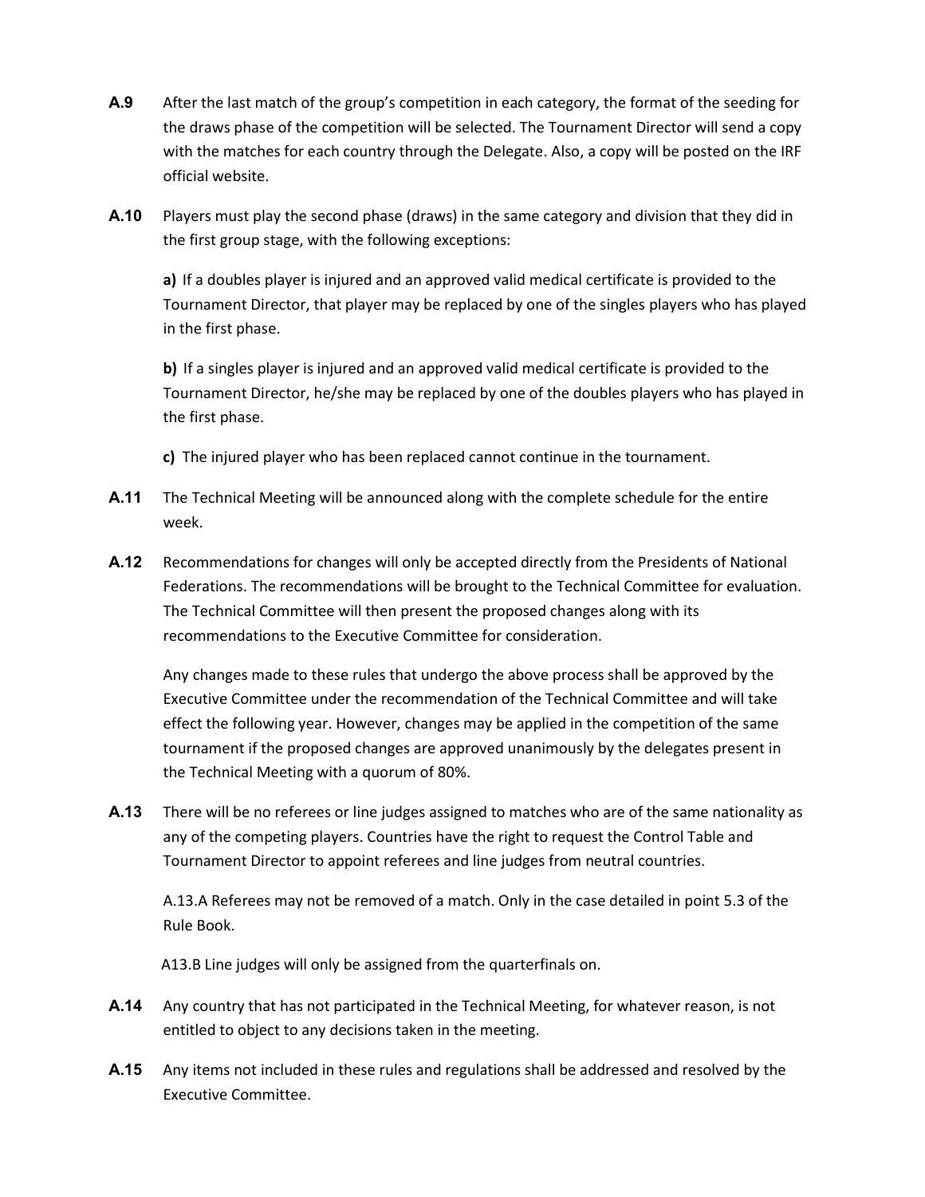**A.9** After the last match of the group's competition in each category, the format of the seeding for the draws phase of the competition will be selected. The Tournament Director will send a copy with the matches for each country through the Delegate. Also, a copy will be posted on the IRF official website.

**A.10** Players must play the second phase (draws) in the same category and division that they did in the first group stage, with the following exceptions:

**a)** If a doubles player is injured and an approved valid medical certificate is provided to the Tournament Director, that player may be replaced by one of the singles players who has played in the first phase.

**b)** If a singles player is injured and an approved valid medical certificate is provided to the Tournament Director, he/she may be replaced by one of the doubles players who has played in the first phase.

**c)** The injured player who has been replaced cannot continue in the tournament.

**A.11** The Technical Meeting will be announced along with the complete schedule for the entire week.

**A.12** Recommendations for changes will only be accepted directly from the Presidents of National Federations. The recommendations will be brought to the Technical Committee for evaluation. The Technical Committee will then present the proposed changes along with its recommendations to the Executive Committee for consideration.

Any changes made to these rules that undergo the above process shall be approved by the Executive Committee under the recommendation of the Technical Committee and will take effect the following year. However, changes may be applied in the competition of the same tournament if the proposed changes are approved unanimously by the delegates present in the Technical Meeting with a quorum of 80%.

**A.13** There will be no referees or line judges assigned to matches who are of the same nationality as any of the competing players. Countries have the right to request the Control Table and Tournament Director to appoint referees and line judges from neutral countries.

A.13.A Referees may not be removed of a match. Only in the case detailed in point 5.3 of the Rule Book.

A13.B Line judges will only be assigned from the quarterfinals on.

**A.14** Any country that has not participated in the Technical Meeting, for whatever reason, is not entitled to object to any decisions taken in the meeting.

**A.15** Any items not included in these rules and regulations shall be addressed and resolved by the Executive Committee.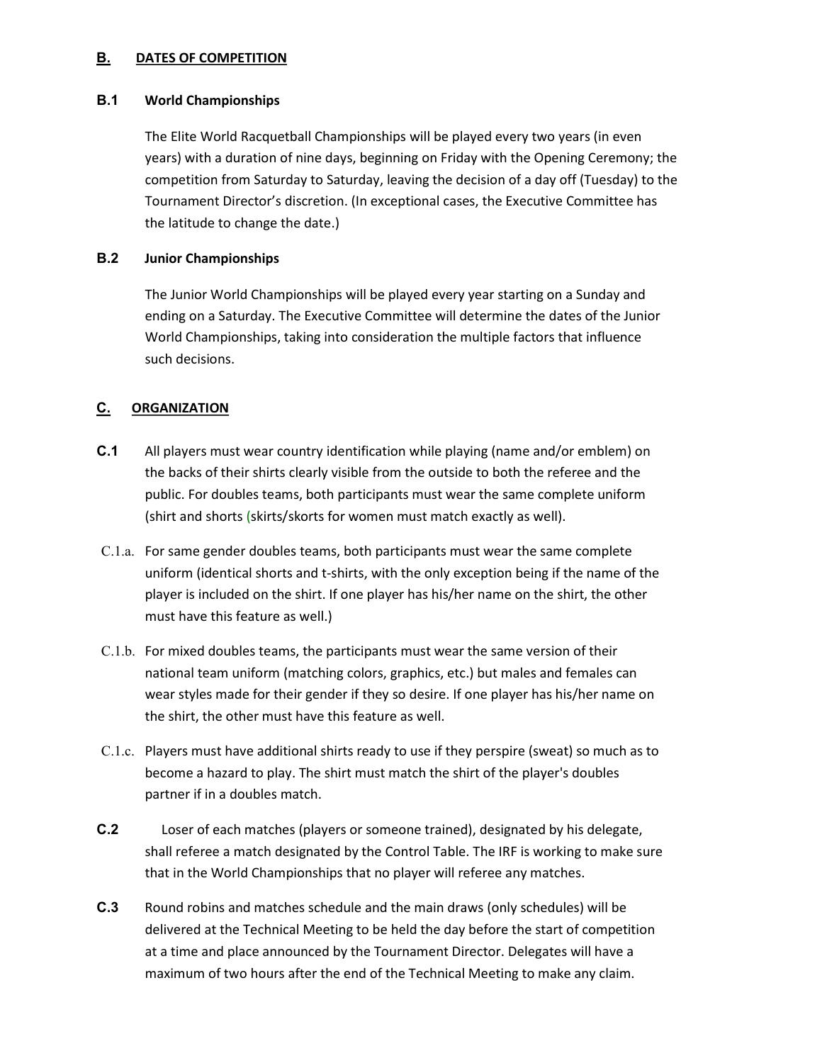## B. DATES OF COMPETITION

### B.1 World Championships

The Elite World Racquetball Championships will be played every two years (in even years) with a duration of nine days, beginning on Friday with the Opening Ceremony; the competition from Saturday to Saturday, leaving the decision of a day off (Tuesday) to the Tournament Director's discretion. (In exceptional cases, the Executive Committee has the latitude to change the date.)

### B.2 Junior Championships

The Junior World Championships will be played every year starting on a Sunday and ending on a Saturday. The Executive Committee will determine the dates of the Junior World Championships, taking into consideration the multiple factors that influence such decisions.

## C. ORGANIZATION

**C.1** All players must wear country identification while playing (name and/or emblem) on the backs of their shirts clearly visible from the outside to both the referee and the public. For doubles teams, both participants must wear the same complete uniform (shirt and shorts (skirts/skorts for women must match exactly as well).

C.1.a. For same gender doubles teams, both participants must wear the same complete uniform (identical shorts and t-shirts, with the only exception being if the name of the player is included on the shirt. If one player has his/her name on the shirt, the other must have this feature as well.)

C.1.b. For mixed doubles teams, the participants must wear the same version of their national team uniform (matching colors, graphics, etc.) but males and females can wear styles made for their gender if they so desire. If one player has his/her name on the shirt, the other must have this feature as well.

C.1.c. Players must have additional shirts ready to use if they perspire (sweat) so much as to become a hazard to play. The shirt must match the shirt of the player's doubles partner if in a doubles match.

**C.2** Loser of each matches (players or someone trained), designated by his delegate, shall referee a match designated by the Control Table. The IRF is working to make sure that in the World Championships that no player will referee any matches.

**C.3** Round robins and matches schedule and the main draws (only schedules) will be delivered at the Technical Meeting to be held the day before the start of competition at a time and place announced by the Tournament Director. Delegates will have a maximum of two hours after the end of the Technical Meeting to make any claim.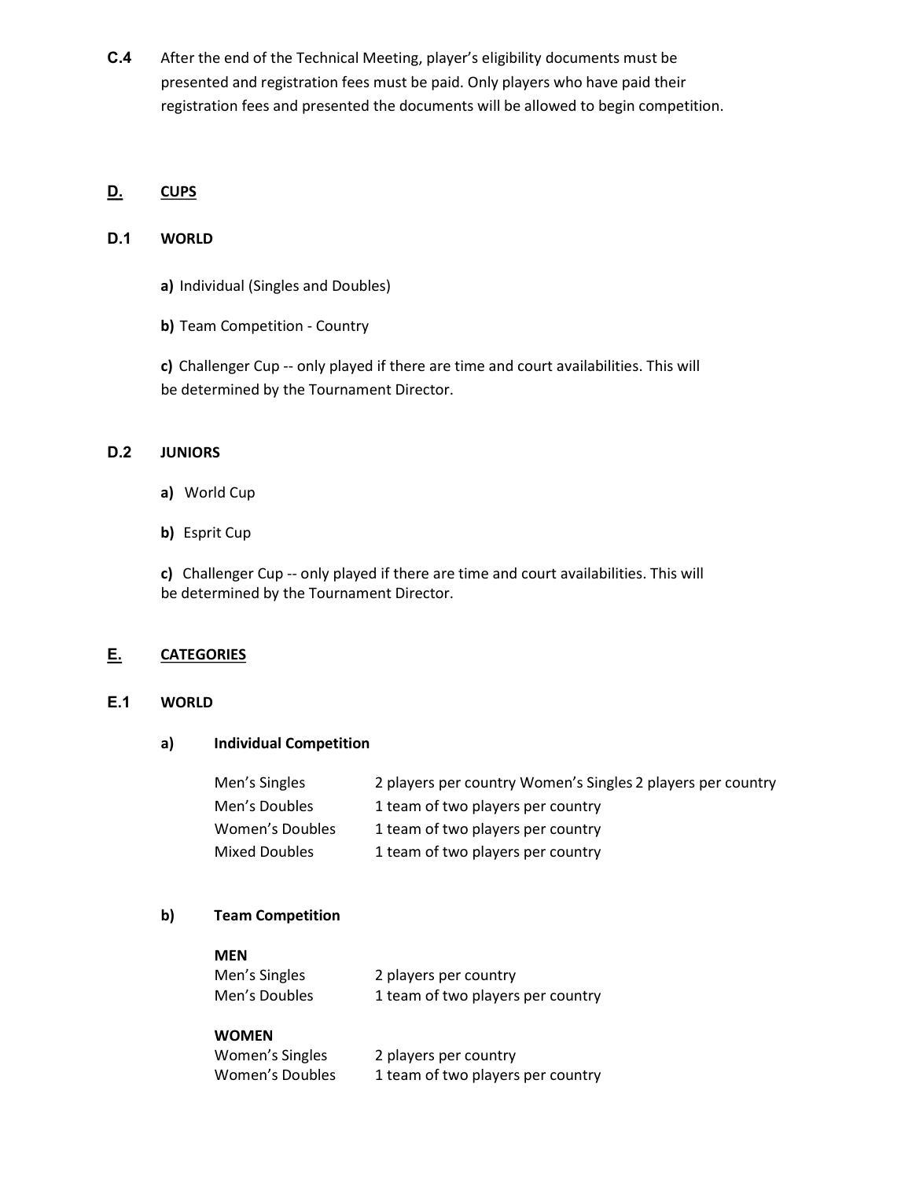**C.4** After the end of the Technical Meeting, player's eligibility documents must be presented and registration fees must be paid. Only players who have paid their registration fees and presented the documents will be allowed to begin competition.

## D. CUPS

### D.1 WORLD

**a)** Individual (Singles and Doubles)

**b)** Team Competition - Country

**c)** Challenger Cup -- only played if there are time and court availabilities. This will be determined by the Tournament Director.

### D.2 JUNIORS

**a)** World Cup

**b)** Esprit Cup

**c)** Challenger Cup -- only played if there are time and court availabilities. This will be determined by the Tournament Director.

## E. CATEGORIES

### E.1 WORLD

**a) Individual Competition**

| | |
|---|---|
| Men's Singles | 2 players per country Women's Singles 2 players per country |
| Men's Doubles | 1 team of two players per country |
| Women's Doubles | 1 team of two players per country |
| Mixed Doubles | 1 team of two players per country |

**b) Team Competition**

**MEN**

| | |
|---|---|
| Men's Singles | 2 players per country |
| Men's Doubles | 1 team of two players per country |

**WOMEN**

| | |
|---|---|
| Women's Singles | 2 players per country |
| Women's Doubles | 1 team of two players per country |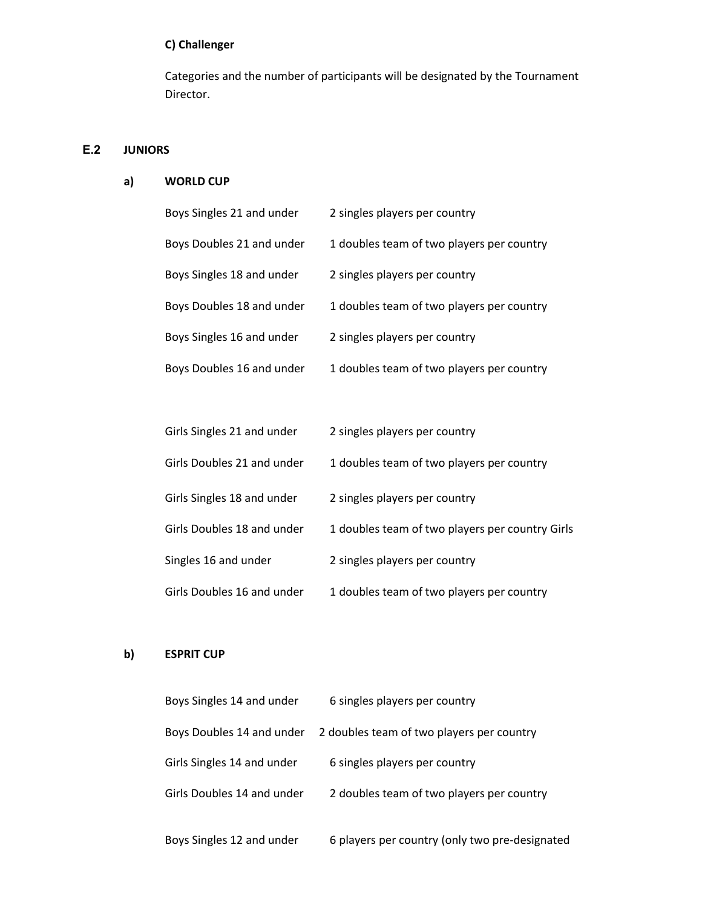**C) Challenger**

Categories and the number of participants will be designated by the Tournament Director.

## E.2 JUNIORS

### a) WORLD CUP

| | |
|---|---|
| Boys Singles 21 and under | 2 singles players per country |
| Boys Doubles 21 and under | 1 doubles team of two players per country |
| Boys Singles 18 and under | 2 singles players per country |
| Boys Doubles 18 and under | 1 doubles team of two players per country |
| Boys Singles 16 and under | 2 singles players per country |
| Boys Doubles 16 and under | 1 doubles team of two players per country |

| | |
|---|---|
| Girls Singles 21 and under | 2 singles players per country |
| Girls Doubles 21 and under | 1 doubles team of two players per country |
| Girls Singles 18 and under | 2 singles players per country |
| Girls Doubles 18 and under | 1 doubles team of two players per country Girls |
| Singles 16 and under | 2 singles players per country |
| Girls Doubles 16 and under | 1 doubles team of two players per country |

### b) ESPRIT CUP

| | |
|---|---|
| Boys Singles 14 and under | 6 singles players per country |
| Boys Doubles 14 and under | 2 doubles team of two players per country |
| Girls Singles 14 and under | 6 singles players per country |
| Girls Doubles 14 and under | 2 doubles team of two players per country |
| Boys Singles 12 and under | 6 players per country (only two pre-designated |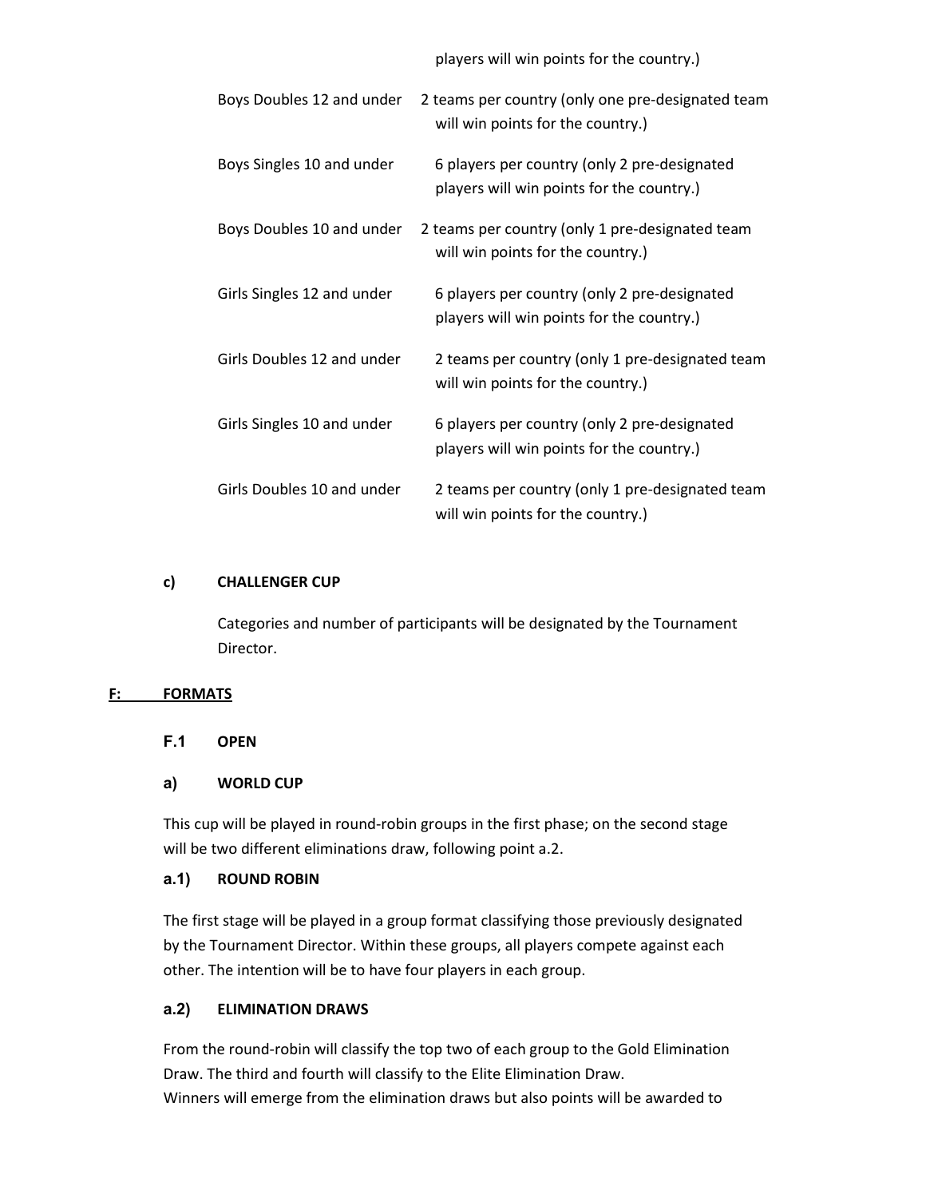players will win points for the country.)

| | |
|---|---|
| Boys Doubles 12 and under | 2 teams per country (only one pre-designated team will win points for the country.) |
| Boys Singles 10 and under | 6 players per country (only 2 pre-designated players will win points for the country.) |
| Boys Doubles 10 and under | 2 teams per country (only 1 pre-designated team will win points for the country.) |
| Girls Singles 12 and under | 6 players per country (only 2 pre-designated players will win points for the country.) |
| Girls Doubles 12 and under | 2 teams per country (only 1 pre-designated team will win points for the country.) |
| Girls Singles 10 and under | 6 players per country (only 2 pre-designated players will win points for the country.) |
| Girls Doubles 10 and under | 2 teams per country (only 1 pre-designated team will win points for the country.) |

### c) CHALLENGER CUP

Categories and number of participants will be designated by the Tournament Director.

## F: FORMATS

### F.1 OPEN

### a) WORLD CUP

This cup will be played in round-robin groups in the first phase; on the second stage will be two different eliminations draw, following point a.2.

#### a.1) ROUND ROBIN

The first stage will be played in a group format classifying those previously designated by the Tournament Director. Within these groups, all players compete against each other. The intention will be to have four players in each group.

#### a.2) ELIMINATION DRAWS

From the round-robin will classify the top two of each group to the Gold Elimination Draw. The third and fourth will classify to the Elite Elimination Draw.
Winners will emerge from the elimination draws but also points will be awarded to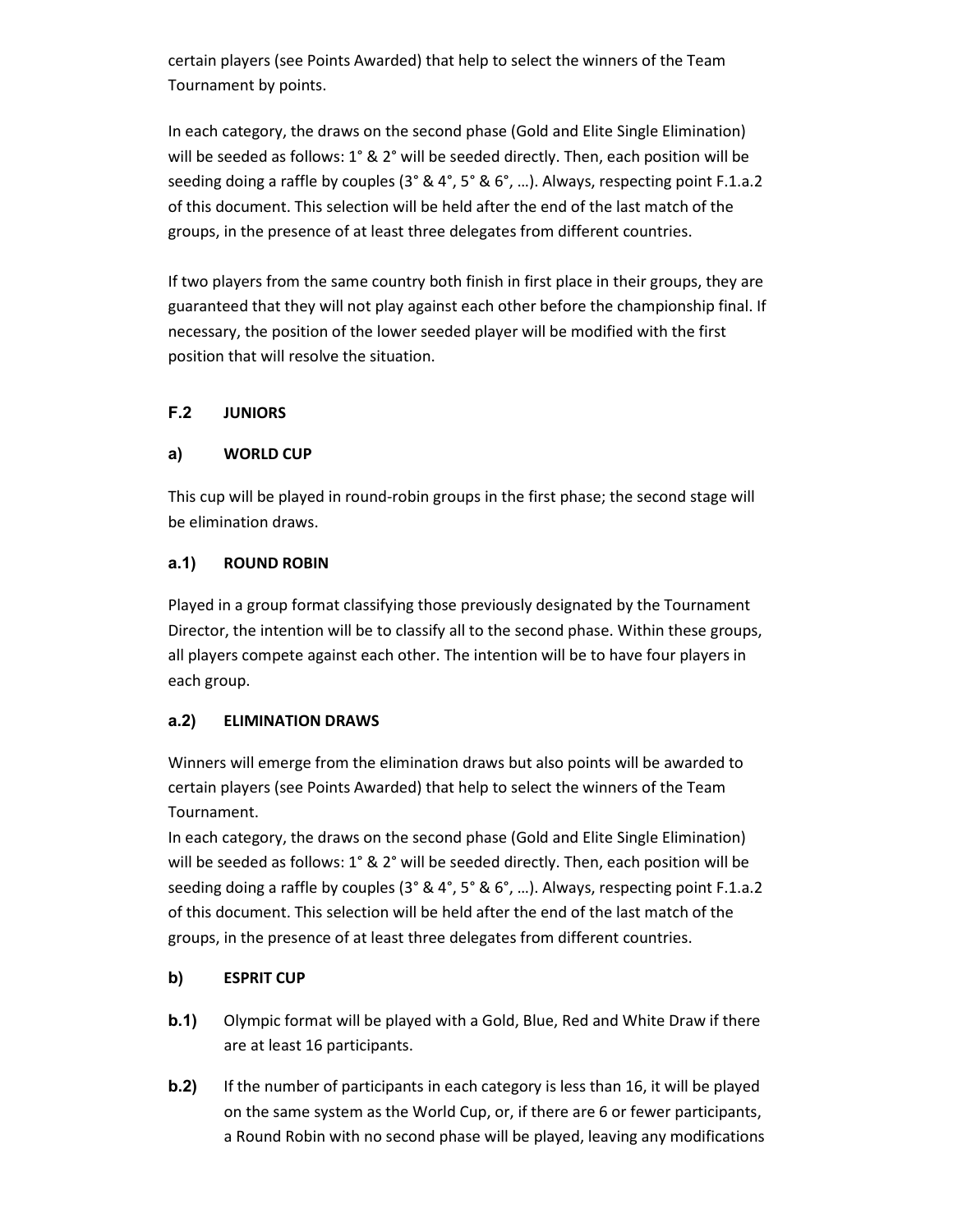certain players (see Points Awarded) that help to select the winners of the Team Tournament by points.

In each category, the draws on the second phase (Gold and Elite Single Elimination) will be seeded as follows: 1° & 2° will be seeded directly. Then, each position will be seeding doing a raffle by couples (3° & 4°, 5° & 6°, …). Always, respecting point F.1.a.2 of this document. This selection will be held after the end of the last match of the groups, in the presence of at least three delegates from different countries.

If two players from the same country both finish in first place in their groups, they are guaranteed that they will not play against each other before the championship final. If necessary, the position of the lower seeded player will be modified with the first position that will resolve the situation.

### F.2 JUNIORS

#### a) WORLD CUP

This cup will be played in round-robin groups in the first phase; the second stage will be elimination draws.

#### a.1) ROUND ROBIN

Played in a group format classifying those previously designated by the Tournament Director, the intention will be to classify all to the second phase. Within these groups, all players compete against each other. The intention will be to have four players in each group.

#### a.2) ELIMINATION DRAWS

Winners will emerge from the elimination draws but also points will be awarded to certain players (see Points Awarded) that help to select the winners of the Team Tournament.

In each category, the draws on the second phase (Gold and Elite Single Elimination) will be seeded as follows: 1° & 2° will be seeded directly. Then, each position will be seeding doing a raffle by couples (3° & 4°, 5° & 6°, …). Always, respecting point F.1.a.2 of this document. This selection will be held after the end of the last match of the groups, in the presence of at least three delegates from different countries.

#### b) ESPRIT CUP

**b.1)** Olympic format will be played with a Gold, Blue, Red and White Draw if there are at least 16 participants.

**b.2)** If the number of participants in each category is less than 16, it will be played on the same system as the World Cup, or, if there are 6 or fewer participants, a Round Robin with no second phase will be played, leaving any modifications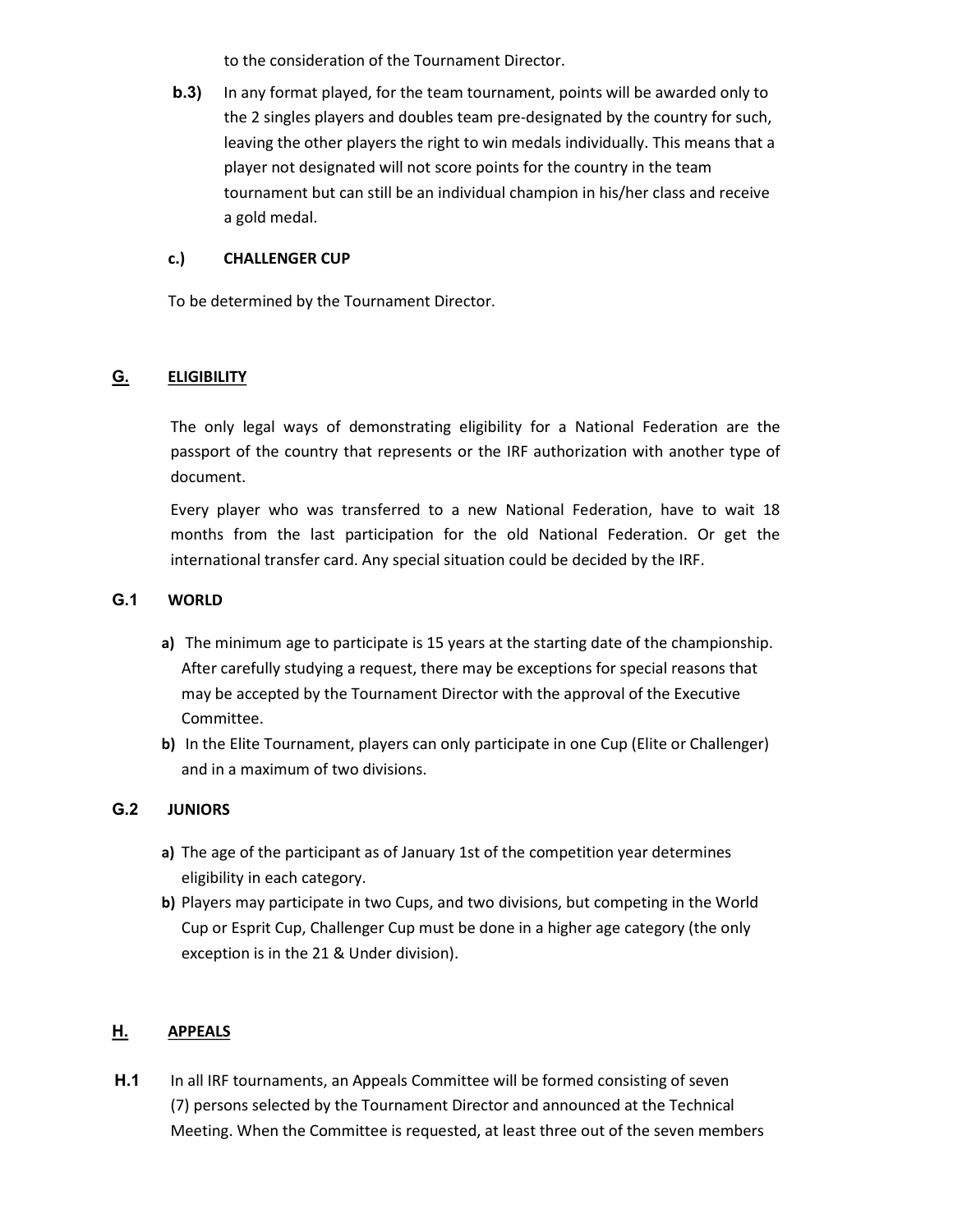to the consideration of the Tournament Director.

**b.3)** In any format played, for the team tournament, points will be awarded only to the 2 singles players and doubles team pre-designated by the country for such, leaving the other players the right to win medals individually. This means that a player not designated will not score points for the country in the team tournament but can still be an individual champion in his/her class and receive a gold medal.

**c.) CHALLENGER CUP**

To be determined by the Tournament Director.

## G. ELIGIBILITY

The only legal ways of demonstrating eligibility for a National Federation are the passport of the country that represents or the IRF authorization with another type of document.

Every player who was transferred to a new National Federation, have to wait 18 months from the last participation for the old National Federation. Or get the international transfer card. Any special situation could be decided by the IRF.

### G.1 WORLD

**a)** The minimum age to participate is 15 years at the starting date of the championship. After carefully studying a request, there may be exceptions for special reasons that may be accepted by the Tournament Director with the approval of the Executive Committee.

**b)** In the Elite Tournament, players can only participate in one Cup (Elite or Challenger) and in a maximum of two divisions.

### G.2 JUNIORS

**a)** The age of the participant as of January 1st of the competition year determines eligibility in each category.

**b)** Players may participate in two Cups, and two divisions, but competing in the World Cup or Esprit Cup, Challenger Cup must be done in a higher age category (the only exception is in the 21 & Under division).

## H. APPEALS

**H.1** In all IRF tournaments, an Appeals Committee will be formed consisting of seven (7) persons selected by the Tournament Director and announced at the Technical Meeting. When the Committee is requested, at least three out of the seven members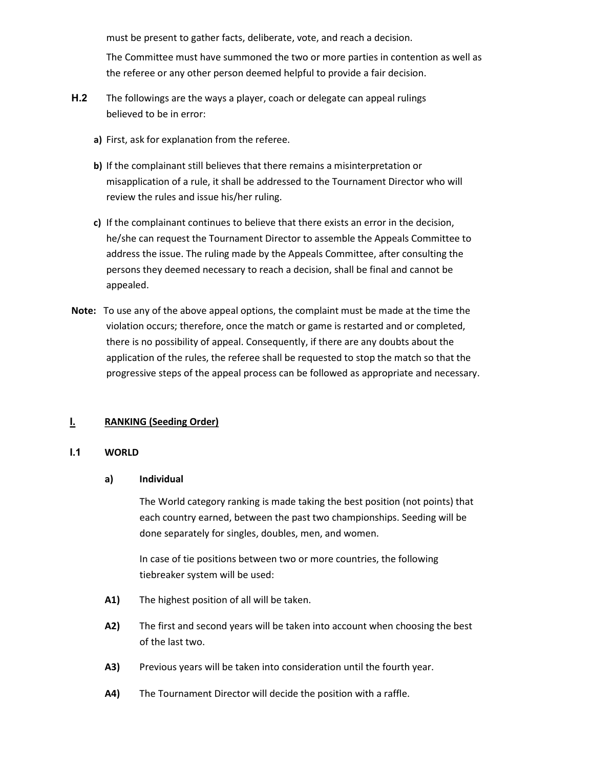must be present to gather facts, deliberate, vote, and reach a decision.

The Committee must have summoned the two or more parties in contention as well as the referee or any other person deemed helpful to provide a fair decision.

**H.2** The followings are the ways a player, coach or delegate can appeal rulings believed to be in error:

**a)** First, ask for explanation from the referee.

**b)** If the complainant still believes that there remains a misinterpretation or misapplication of a rule, it shall be addressed to the Tournament Director who will review the rules and issue his/her ruling.

**c)** If the complainant continues to believe that there exists an error in the decision, he/she can request the Tournament Director to assemble the Appeals Committee to address the issue. The ruling made by the Appeals Committee, after consulting the persons they deemed necessary to reach a decision, shall be final and cannot be appealed.

**Note:** To use any of the above appeal options, the complaint must be made at the time the violation occurs; therefore, once the match or game is restarted and or completed, there is no possibility of appeal. Consequently, if there are any doubts about the application of the rules, the referee shall be requested to stop the match so that the progressive steps of the appeal process can be followed as appropriate and necessary.

## I. RANKING (Seeding Order)

### I.1 WORLD

#### a) Individual

The World category ranking is made taking the best position (not points) that each country earned, between the past two championships. Seeding will be done separately for singles, doubles, men, and women.

In case of tie positions between two or more countries, the following tiebreaker system will be used:

**A1)** The highest position of all will be taken.

**A2)** The first and second years will be taken into account when choosing the best of the last two.

**A3)** Previous years will be taken into consideration until the fourth year.

**A4)** The Tournament Director will decide the position with a raffle.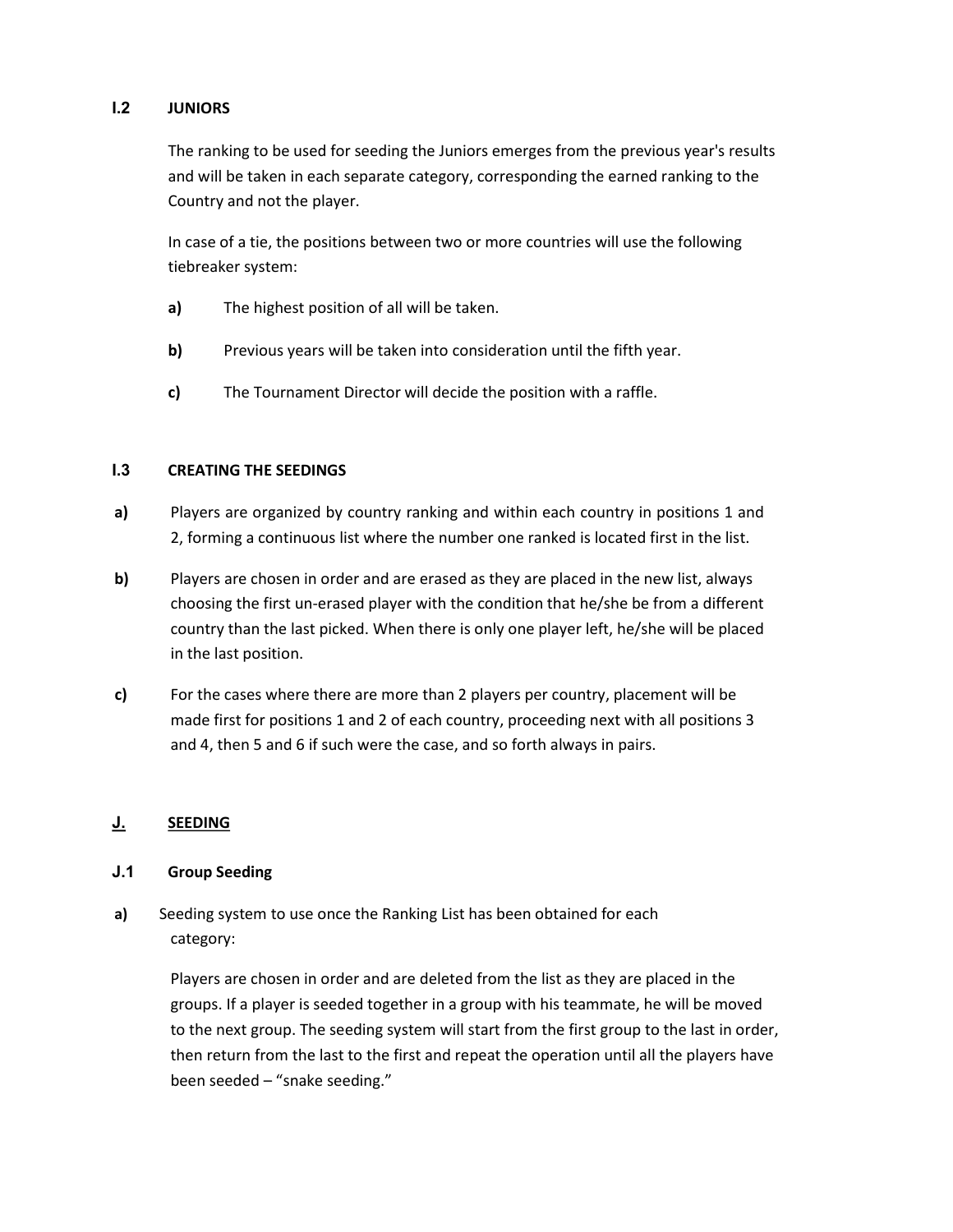### I.2 JUNIORS

The ranking to be used for seeding the Juniors emerges from the previous year's results and will be taken in each separate category, corresponding the earned ranking to the Country and not the player.

In case of a tie, the positions between two or more countries will use the following tiebreaker system:

**a)** The highest position of all will be taken.

**b)** Previous years will be taken into consideration until the fifth year.

**c)** The Tournament Director will decide the position with a raffle.

### I.3 CREATING THE SEEDINGS

**a)** Players are organized by country ranking and within each country in positions 1 and 2, forming a continuous list where the number one ranked is located first in the list.

**b)** Players are chosen in order and are erased as they are placed in the new list, always choosing the first un-erased player with the condition that he/she be from a different country than the last picked. When there is only one player left, he/she will be placed in the last position.

**c)** For the cases where there are more than 2 players per country, placement will be made first for positions 1 and 2 of each country, proceeding next with all positions 3 and 4, then 5 and 6 if such were the case, and so forth always in pairs.

## J. SEEDING

### J.1 Group Seeding

**a)** Seeding system to use once the Ranking List has been obtained for each category:

Players are chosen in order and are deleted from the list as they are placed in the groups. If a player is seeded together in a group with his teammate, he will be moved to the next group. The seeding system will start from the first group to the last in order, then return from the last to the first and repeat the operation until all the players have been seeded – "snake seeding."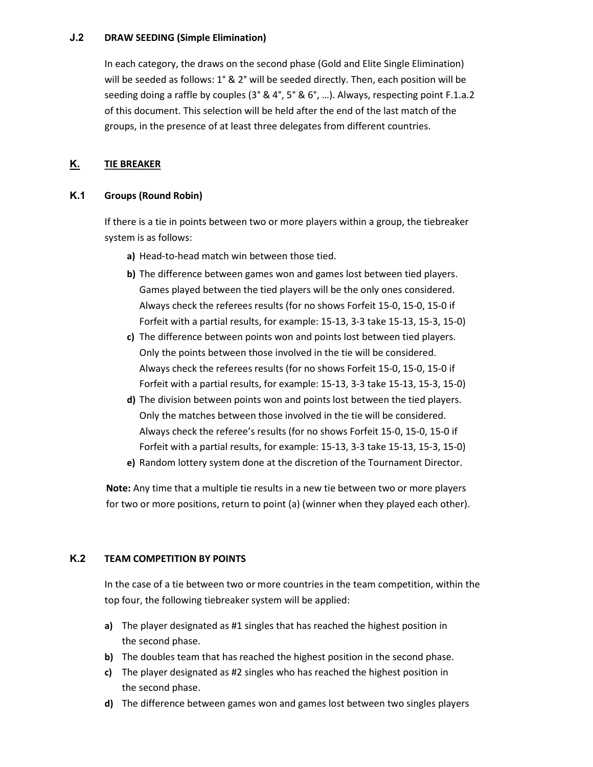### J.2 DRAW SEEDING (Simple Elimination)

In each category, the draws on the second phase (Gold and Elite Single Elimination) will be seeded as follows: 1° & 2° will be seeded directly. Then, each position will be seeding doing a raffle by couples (3° & 4°, 5° & 6°, …). Always, respecting point F.1.a.2 of this document. This selection will be held after the end of the last match of the groups, in the presence of at least three delegates from different countries.

## K. TIE BREAKER

### K.1 Groups (Round Robin)

If there is a tie in points between two or more players within a group, the tiebreaker system is as follows:

- **a)** Head-to-head match win between those tied.
- **b)** The difference between games won and games lost between tied players. Games played between the tied players will be the only ones considered. Always check the referees results (for no shows Forfeit 15-0, 15-0, 15-0 if Forfeit with a partial results, for example: 15-13, 3-3 take 15-13, 15-3, 15-0)
- **c)** The difference between points won and points lost between tied players. Only the points between those involved in the tie will be considered. Always check the referees results (for no shows Forfeit 15-0, 15-0, 15-0 if Forfeit with a partial results, for example: 15-13, 3-3 take 15-13, 15-3, 15-0)
- **d)** The division between points won and points lost between the tied players. Only the matches between those involved in the tie will be considered. Always check the referee's results (for no shows Forfeit 15-0, 15-0, 15-0 if Forfeit with a partial results, for example: 15-13, 3-3 take 15-13, 15-3, 15-0)
- **e)** Random lottery system done at the discretion of the Tournament Director.

**Note:** Any time that a multiple tie results in a new tie between two or more players for two or more positions, return to point (a) (winner when they played each other).

### K.2 TEAM COMPETITION BY POINTS

In the case of a tie between two or more countries in the team competition, within the top four, the following tiebreaker system will be applied:

- **a)** The player designated as #1 singles that has reached the highest position in the second phase.
- **b)** The doubles team that has reached the highest position in the second phase.
- **c)** The player designated as #2 singles who has reached the highest position in the second phase.
- **d)** The difference between games won and games lost between two singles players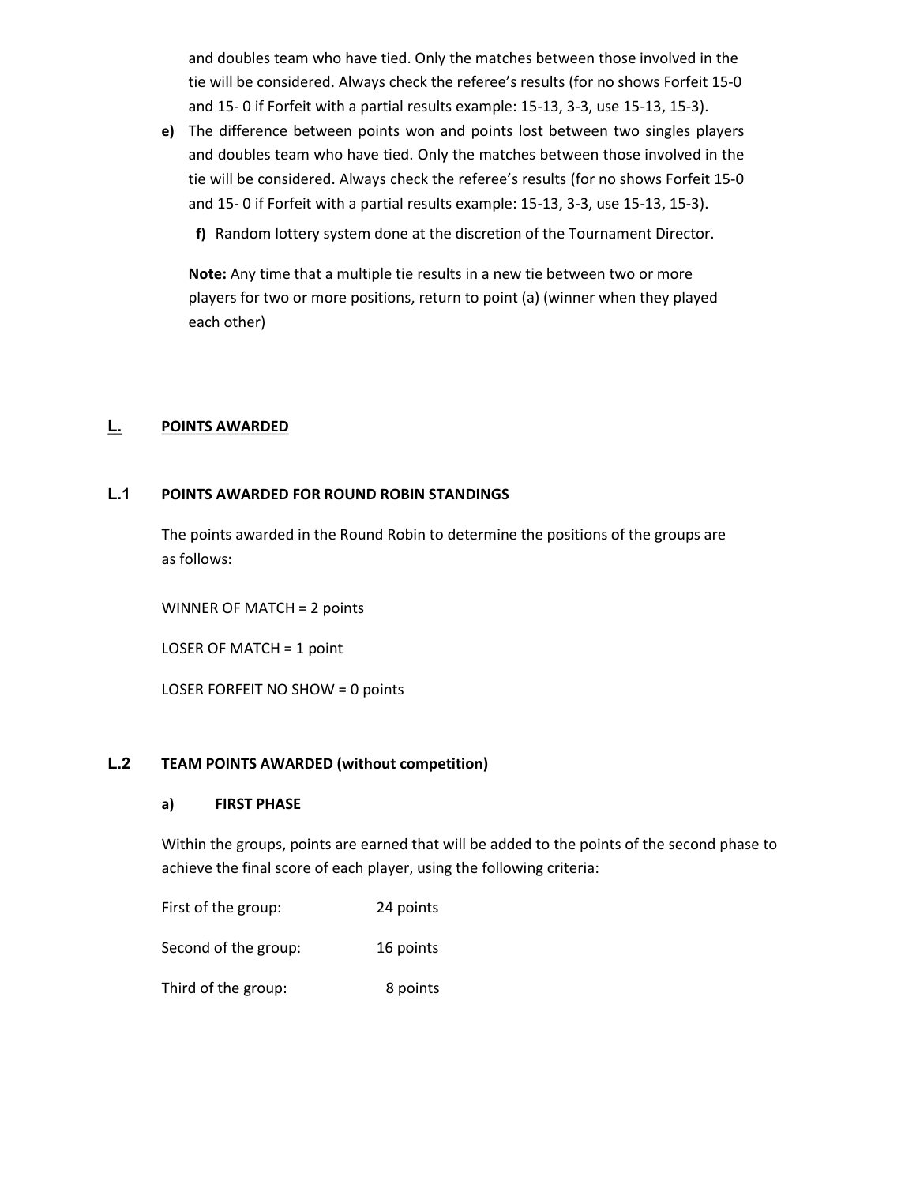and doubles team who have tied. Only the matches between those involved in the tie will be considered. Always check the referee's results (for no shows Forfeit 15-0 and 15- 0 if Forfeit with a partial results example: 15-13, 3-3, use 15-13, 15-3).

**e)** The difference between points won and points lost between two singles players and doubles team who have tied. Only the matches between those involved in the tie will be considered. Always check the referee's results (for no shows Forfeit 15-0 and 15- 0 if Forfeit with a partial results example: 15-13, 3-3, use 15-13, 15-3).

**f)** Random lottery system done at the discretion of the Tournament Director.

**Note:** Any time that a multiple tie results in a new tie between two or more players for two or more positions, return to point (a) (winner when they played each other)

## L. POINTS AWARDED

### L.1 POINTS AWARDED FOR ROUND ROBIN STANDINGS

The points awarded in the Round Robin to determine the positions of the groups are as follows:

WINNER OF MATCH = 2 points

LOSER OF MATCH = 1 point

LOSER FORFEIT NO SHOW = 0 points

### L.2 TEAM POINTS AWARDED (without competition)

#### a) FIRST PHASE

Within the groups, points are earned that will be added to the points of the second phase to achieve the final score of each player, using the following criteria:

| | |
|---|---|
| First of the group: | 24 points |
| Second of the group: | 16 points |
| Third of the group: | 8 points |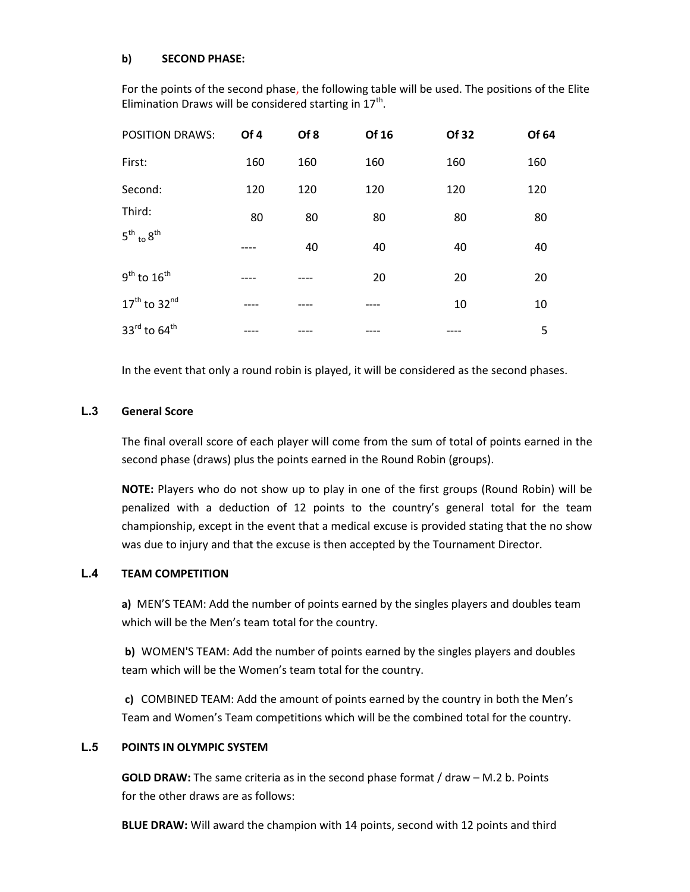**b) SECOND PHASE:**

For the points of the second phase, the following table will be used. The positions of the Elite Elimination Draws will be considered starting in 17th.

| POSITION DRAWS: | Of 4 | Of 8 | Of 16 | Of 32 | Of 64 |
|---|---|---|---|---|---|
| First: | 160 | 160 | 160 | 160 | 160 |
| Second: | 120 | 120 | 120 | 120 | 120 |
| Third: | 80 | 80 | 80 | 80 | 80 |
| 5th to 8th | ---- | 40 | 40 | 40 | 40 |
| 9th to 16th | ---- | ---- | 20 | 20 | 20 |
| 17th to 32nd | ---- | ---- | ---- | 10 | 10 |
| 33rd to 64th | ---- | ---- | ---- | ---- | 5 |

In the event that only a round robin is played, it will be considered as the second phases.

## L.3 General Score

The final overall score of each player will come from the sum of total of points earned in the second phase (draws) plus the points earned in the Round Robin (groups).

**NOTE:** Players who do not show up to play in one of the first groups (Round Robin) will be penalized with a deduction of 12 points to the country's general total for the team championship, except in the event that a medical excuse is provided stating that the no show was due to injury and that the excuse is then accepted by the Tournament Director.

## L.4 TEAM COMPETITION

**a)** MEN'S TEAM: Add the number of points earned by the singles players and doubles team which will be the Men's team total for the country.

**b)** WOMEN'S TEAM: Add the number of points earned by the singles players and doubles team which will be the Women's team total for the country.

**c)** COMBINED TEAM: Add the amount of points earned by the country in both the Men's Team and Women's Team competitions which will be the combined total for the country.

## L.5 POINTS IN OLYMPIC SYSTEM

**GOLD DRAW:** The same criteria as in the second phase format / draw – M.2 b. Points for the other draws are as follows:

**BLUE DRAW:** Will award the champion with 14 points, second with 12 points and third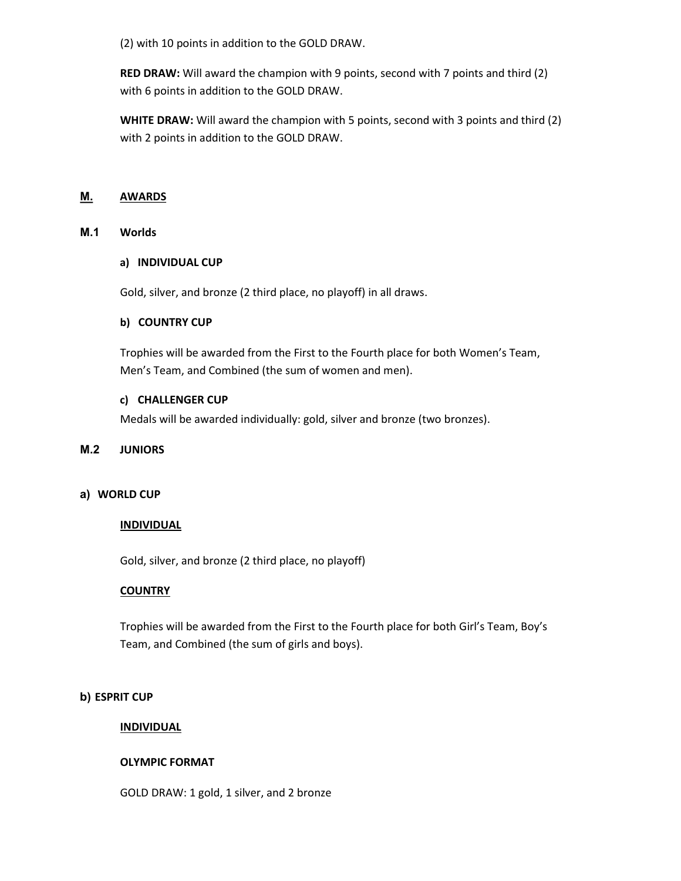(2) with 10 points in addition to the GOLD DRAW.

**RED DRAW:** Will award the champion with 9 points, second with 7 points and third (2) with 6 points in addition to the GOLD DRAW.

**WHITE DRAW:** Will award the champion with 5 points, second with 3 points and third (2) with 2 points in addition to the GOLD DRAW.

## M. AWARDS

### M.1 Worlds

#### a) INDIVIDUAL CUP

Gold, silver, and bronze (2 third place, no playoff) in all draws.

#### b) COUNTRY CUP

Trophies will be awarded from the First to the Fourth place for both Women's Team, Men's Team, and Combined (the sum of women and men).

#### c) CHALLENGER CUP

Medals will be awarded individually: gold, silver and bronze (two bronzes).

### M.2 JUNIORS

#### a) WORLD CUP

**INDIVIDUAL**

Gold, silver, and bronze (2 third place, no playoff)

**COUNTRY**

Trophies will be awarded from the First to the Fourth place for both Girl's Team, Boy's Team, and Combined (the sum of girls and boys).

#### b) ESPRIT CUP

**INDIVIDUAL**

**OLYMPIC FORMAT**

GOLD DRAW: 1 gold, 1 silver, and 2 bronze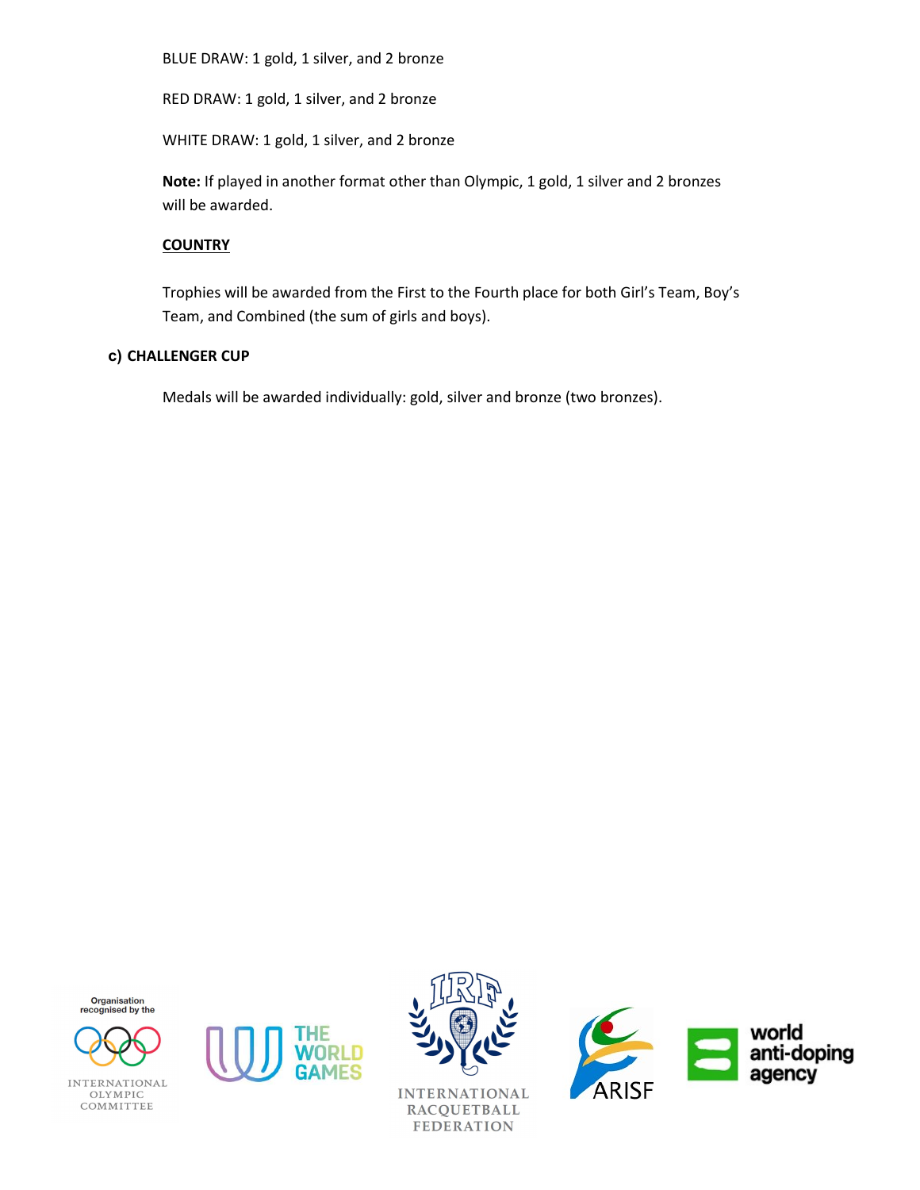BLUE DRAW: 1 gold, 1 silver, and 2 bronze

RED DRAW: 1 gold, 1 silver, and 2 bronze

WHITE DRAW: 1 gold, 1 silver, and 2 bronze

**Note:** If played in another format other than Olympic, 1 gold, 1 silver and 2 bronzes will be awarded.

**COUNTRY**

Trophies will be awarded from the First to the Fourth place for both Girl's Team, Boy's Team, and Combined (the sum of girls and boys).

**c) CHALLENGER CUP**

Medals will be awarded individually: gold, silver and bronze (two bronzes).